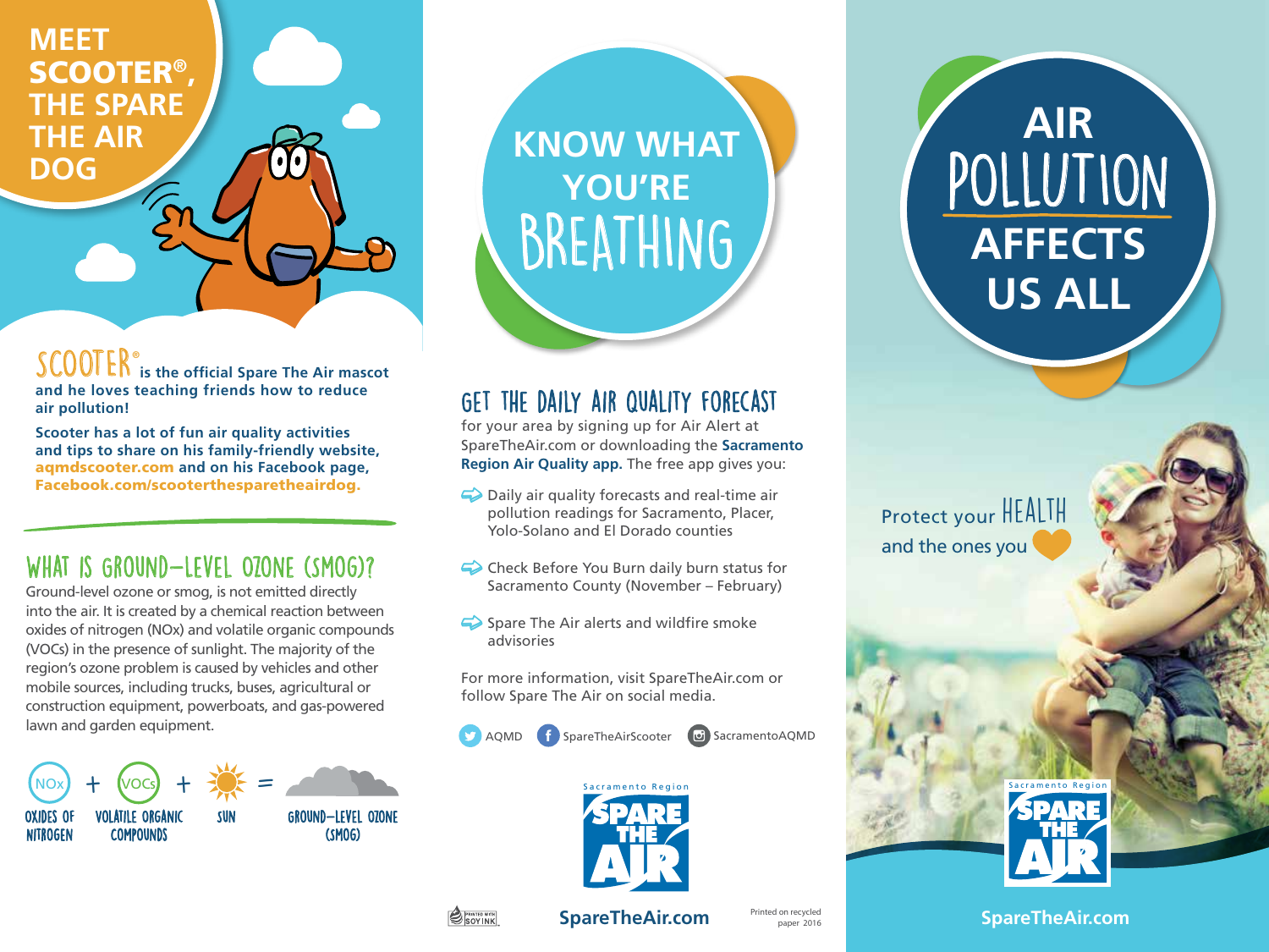# MEET SCOOTER®, THE SPARE THE AIR DOG

**SCOOTER® is the official Spare The Air mascot and he loves teaching friends how to reduce air pollution!**

**Scooter has a lot of fun air quality activities and tips to share on his family-friendly website, aqmdscooter.com and on his Facebook page, Facebook.com/scooterthesparetheairdog.**

## WHAT IS GROUND-LEVEL OZONE (SMOG)?

Ground-level ozone or smog, is not emitted directly into the air. It is created by a chemical reaction between oxides of nitrogen (NOx) and volatile organic compounds (VOCs) in the presence of sunlight. The majority of the region's ozone problem is caused by vehicles and other mobile sources, including trucks, buses, agricultural or construction equipment, powerboats, and gas-powered lawn and garden equipment.

NOx + VOCs + SUN = GROUND-LEVEL OZONE (SMOG)

OXIDES OF NITROGEN + VOLATILE ORGANIC COMPOUNDS + SUN = GROUND-LEVEL OZONE (SMOG)

# KNOW WHAT YOU'RE BREATHING

## GET THE DAILY AIR QUALITY FORECAST

for your area by signing up for Air Alert at SpareTheAir.com or downloading the **Sacramento Region Air Quality app.** The free app gives you:

- Daily air quality forecasts and real-time air pollution readings for Sacramento, Placer, Yolo-Solano and El Dorado counties
- Check Before You Burn daily burn status for Sacramento County (November – February)
- Spare The Air alerts and wildfire smoke advisories

For more information, visit SpareTheAir.com or follow Spare The Air on social media.

AQMD SpareTheAirScooter SacramentoAQMD

Sacramento Region SPARE THE AIR

PRINTED WITH SOY INK

**SpareTheAir.com**

Printed on recycled paper 2016

# AIR POLLUTION AFFECTS US ALL

Protect your HEALTH and the ones you ♥

Sacramento Region SPARE THE AIR

**SpareTheAir.com**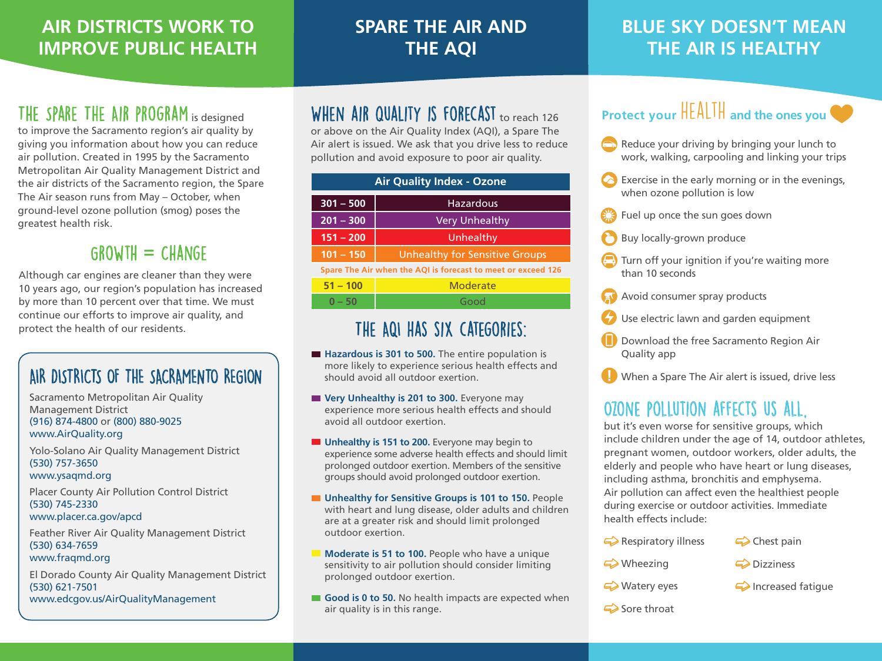## AIR DISTRICTS WORK TO IMPROVE PUBLIC HEALTH

### THE SPARE THE AIR PROGRAM

**The Spare the Air program** is designed to improve the Sacramento region's air quality by giving you information about how you can reduce air pollution. Created in 1995 by the Sacramento Metropolitan Air Quality Management District and the air districts of the Sacramento region, the Spare The Air season runs from May – October, when ground-level ozone pollution (smog) poses the greatest health risk.

### GROWTH = CHANGE

Although car engines are cleaner than they were 10 years ago, our region's population has increased by more than 10 percent over that time. We must continue our efforts to improve air quality, and protect the health of our residents.

### AIR DISTRICTS OF THE SACRAMENTO REGION

Sacramento Metropolitan Air Quality Management District
(916) 874-4800 or (800) 880-9025
www.AirQuality.org

Yolo-Solano Air Quality Management District
(530) 757-3650
www.ysaqmd.org

Placer County Air Pollution Control District
(530) 745-2330
www.placer.ca.gov/apcd

Feather River Air Quality Management District
(530) 634-7659
www.fraqmd.org

El Dorado County Air Quality Management District
(530) 621-7501
www.edcgov.us/AirQualityManagement

## SPARE THE AIR AND THE AQI

**When air quality is forecast** to reach 126 or above on the Air Quality Index (AQI), a Spare The Air alert is issued. We ask that you drive less to reduce pollution and avoid exposure to poor air quality.

| Air Quality Index - Ozone | |
|---|---|
| 301 – 500 | Hazardous |
| 201 – 300 | Very Unhealthy |
| 151 – 200 | Unhealthy |
| 101 – 150 | Unhealthy for Sensitive Groups |
| Spare The Air when the AQI is forecast to meet or exceed 126 | |
| 51 – 100 | Moderate |
| 0 – 50 | Good |

### THE AQI HAS SIX CATEGORIES:

- **Hazardous is 301 to 500.** The entire population is more likely to experience serious health effects and should avoid all outdoor exertion.
- **Very Unhealthy is 201 to 300.** Everyone may experience more serious health effects and should avoid all outdoor exertion.
- **Unhealthy is 151 to 200.** Everyone may begin to experience some adverse health effects and should limit prolonged outdoor exertion. Members of the sensitive groups should avoid prolonged outdoor exertion.
- **Unhealthy for Sensitive Groups is 101 to 150.** People with heart and lung disease, older adults and children are at a greater risk and should limit prolonged outdoor exertion.
- **Moderate is 51 to 100.** People who have a unique sensitivity to air pollution should consider limiting prolonged outdoor exertion.
- **Good is 0 to 50.** No health impacts are expected when air quality is in this range.

## BLUE SKY DOESN'T MEAN THE AIR IS HEALTHY

### Protect your HEALTH and the ones you love

- Reduce your driving by bringing your lunch to work, walking, carpooling and linking your trips
- Exercise in the early morning or in the evenings, when ozone pollution is low
- Fuel up once the sun goes down
- Buy locally-grown produce
- Turn off your ignition if you're waiting more than 10 seconds
- Avoid consumer spray products
- Use electric lawn and garden equipment
- Download the free Sacramento Region Air Quality app
- When a Spare The Air alert is issued, drive less

### OZONE POLLUTION AFFECTS US ALL,

but it's even worse for sensitive groups, which include children under the age of 14, outdoor athletes, pregnant women, outdoor workers, older adults, the elderly and people who have heart or lung diseases, including asthma, bronchitis and emphysema. Air pollution can affect even the healthiest people during exercise or outdoor activities. Immediate health effects include:

- Respiratory illness
- Wheezing
- Watery eyes
- Sore throat
- Chest pain
- Dizziness
- Increased fatigue